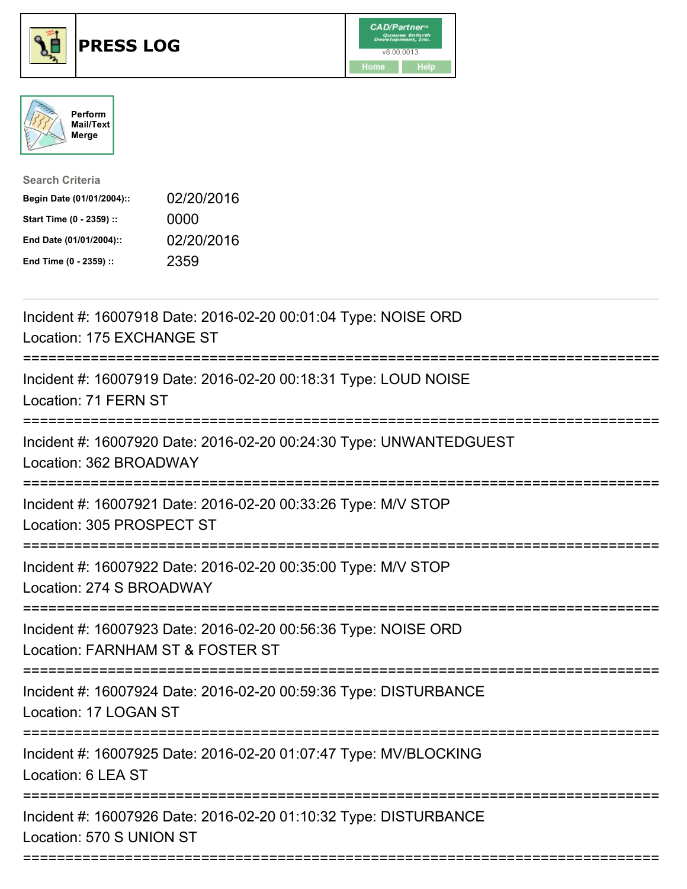# PRESS LOG

Perform Mail/Text Merge

**Search Criteria**

| | |
|---|---|
| **Begin Date (01/01/2004)::** | 02/20/2016 |
| **Start Time (0 - 2359) ::** | 0000 |
| **End Date (01/01/2004)::** | 02/20/2016 |
| **End Time (0 - 2359) ::** | 2359 |

Incident #: 16007918 Date: 2016-02-20 00:01:04 Type: NOISE ORD
Location: 175 EXCHANGE ST

===========================================================================

Incident #: 16007919 Date: 2016-02-20 00:18:31 Type: LOUD NOISE
Location: 71 FERN ST

===========================================================================

Incident #: 16007920 Date: 2016-02-20 00:24:30 Type: UNWANTEDGUEST
Location: 362 BROADWAY

===========================================================================

Incident #: 16007921 Date: 2016-02-20 00:33:26 Type: M/V STOP
Location: 305 PROSPECT ST

===========================================================================

Incident #: 16007922 Date: 2016-02-20 00:35:00 Type: M/V STOP
Location: 274 S BROADWAY

===========================================================================

Incident #: 16007923 Date: 2016-02-20 00:56:36 Type: NOISE ORD
Location: FARNHAM ST & FOSTER ST

===========================================================================

Incident #: 16007924 Date: 2016-02-20 00:59:36 Type: DISTURBANCE
Location: 17 LOGAN ST

===========================================================================

Incident #: 16007925 Date: 2016-02-20 01:07:47 Type: MV/BLOCKING
Location: 6 LEA ST

===========================================================================

Incident #: 16007926 Date: 2016-02-20 01:10:32 Type: DISTURBANCE
Location: 570 S UNION ST

===========================================================================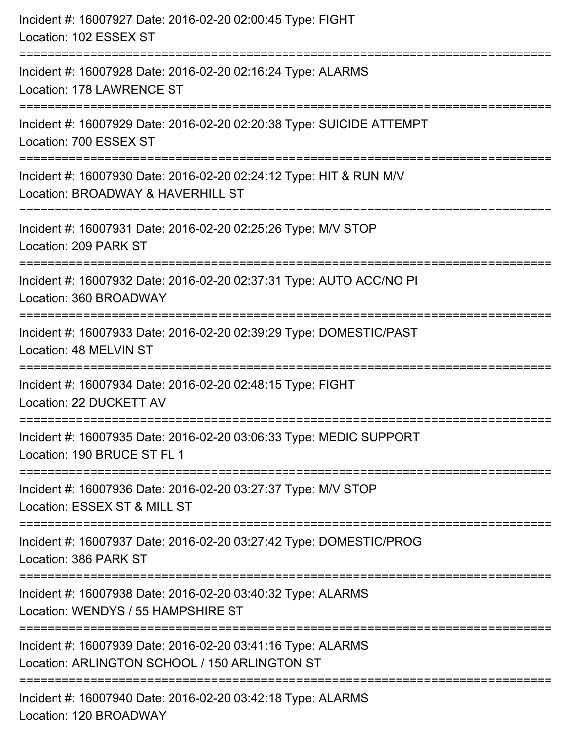Incident #: 16007927 Date: 2016-02-20 02:00:45 Type: FIGHT
Location: 102 ESSEX ST

===========================================================================

Incident #: 16007928 Date: 2016-02-20 02:16:24 Type: ALARMS
Location: 178 LAWRENCE ST

===========================================================================

Incident #: 16007929 Date: 2016-02-20 02:20:38 Type: SUICIDE ATTEMPT
Location: 700 ESSEX ST

===========================================================================

Incident #: 16007930 Date: 2016-02-20 02:24:12 Type: HIT & RUN M/V
Location: BROADWAY & HAVERHILL ST

===========================================================================

Incident #: 16007931 Date: 2016-02-20 02:25:26 Type: M/V STOP
Location: 209 PARK ST

===========================================================================

Incident #: 16007932 Date: 2016-02-20 02:37:31 Type: AUTO ACC/NO PI
Location: 360 BROADWAY

===========================================================================

Incident #: 16007933 Date: 2016-02-20 02:39:29 Type: DOMESTIC/PAST
Location: 48 MELVIN ST

===========================================================================

Incident #: 16007934 Date: 2016-02-20 02:48:15 Type: FIGHT
Location: 22 DUCKETT AV

===========================================================================

Incident #: 16007935 Date: 2016-02-20 03:06:33 Type: MEDIC SUPPORT
Location: 190 BRUCE ST FL 1

===========================================================================

Incident #: 16007936 Date: 2016-02-20 03:27:37 Type: M/V STOP
Location: ESSEX ST & MILL ST

===========================================================================

Incident #: 16007937 Date: 2016-02-20 03:27:42 Type: DOMESTIC/PROG
Location: 386 PARK ST

===========================================================================

Incident #: 16007938 Date: 2016-02-20 03:40:32 Type: ALARMS
Location: WENDYS / 55 HAMPSHIRE ST

===========================================================================

Incident #: 16007939 Date: 2016-02-20 03:41:16 Type: ALARMS
Location: ARLINGTON SCHOOL / 150 ARLINGTON ST

===========================================================================

Incident #: 16007940 Date: 2016-02-20 03:42:18 Type: ALARMS
Location: 120 BROADWAY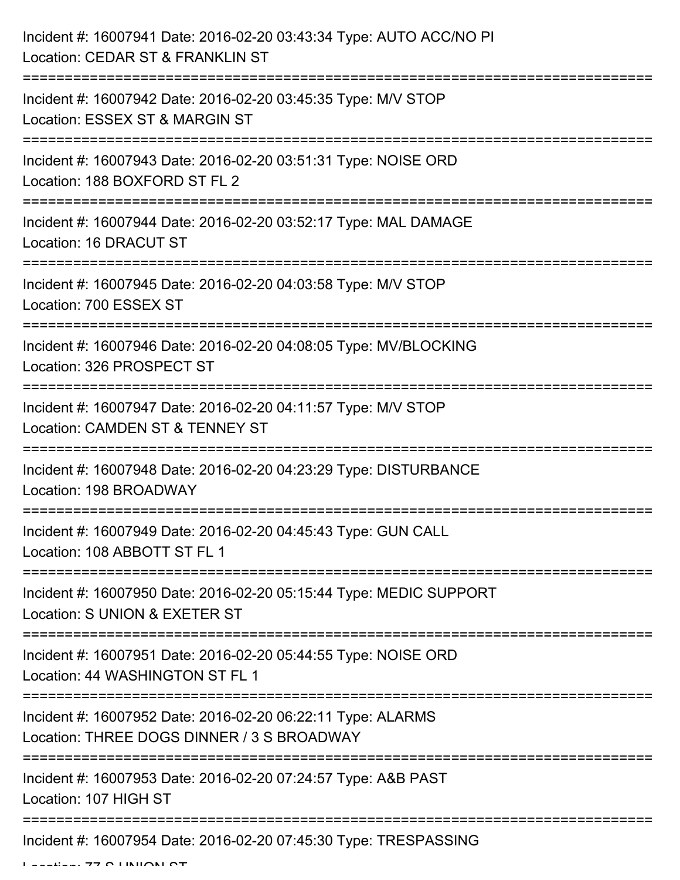Incident #: 16007941 Date: 2016-02-20 03:43:34 Type: AUTO ACC/NO PI
Location: CEDAR ST & FRANKLIN ST

===========================================================================

Incident #: 16007942 Date: 2016-02-20 03:45:35 Type: M/V STOP
Location: ESSEX ST & MARGIN ST

===========================================================================

Incident #: 16007943 Date: 2016-02-20 03:51:31 Type: NOISE ORD
Location: 188 BOXFORD ST FL 2

===========================================================================

Incident #: 16007944 Date: 2016-02-20 03:52:17 Type: MAL DAMAGE
Location: 16 DRACUT ST

===========================================================================

Incident #: 16007945 Date: 2016-02-20 04:03:58 Type: M/V STOP
Location: 700 ESSEX ST

===========================================================================

Incident #: 16007946 Date: 2016-02-20 04:08:05 Type: MV/BLOCKING
Location: 326 PROSPECT ST

===========================================================================

Incident #: 16007947 Date: 2016-02-20 04:11:57 Type: M/V STOP
Location: CAMDEN ST & TENNEY ST

===========================================================================

Incident #: 16007948 Date: 2016-02-20 04:23:29 Type: DISTURBANCE
Location: 198 BROADWAY

===========================================================================

Incident #: 16007949 Date: 2016-02-20 04:45:43 Type: GUN CALL
Location: 108 ABBOTT ST FL 1

===========================================================================

Incident #: 16007950 Date: 2016-02-20 05:15:44 Type: MEDIC SUPPORT
Location: S UNION & EXETER ST

===========================================================================

Incident #: 16007951 Date: 2016-02-20 05:44:55 Type: NOISE ORD
Location: 44 WASHINGTON ST FL 1

===========================================================================

Incident #: 16007952 Date: 2016-02-20 06:22:11 Type: ALARMS
Location: THREE DOGS DINNER / 3 S BROADWAY

===========================================================================

Incident #: 16007953 Date: 2016-02-20 07:24:57 Type: A&B PAST
Location: 107 HIGH ST

===========================================================================

Incident #: 16007954 Date: 2016-02-20 07:45:30 Type: TRESPASSING
Location: 77 S UNION ST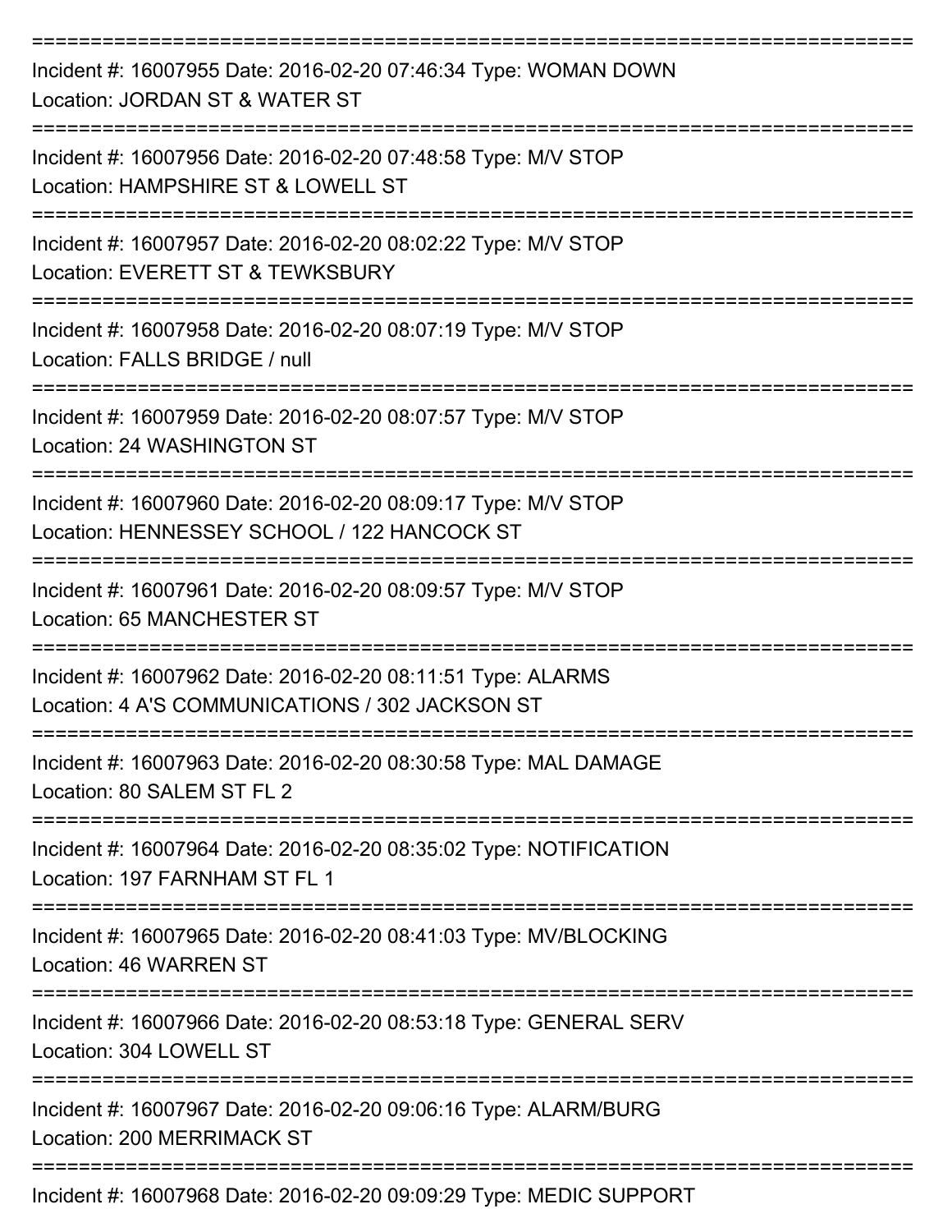===========================================================================

Incident #: 16007955 Date: 2016-02-20 07:46:34 Type: WOMAN DOWN
Location: JORDAN ST & WATER ST

===========================================================================

Incident #: 16007956 Date: 2016-02-20 07:48:58 Type: M/V STOP
Location: HAMPSHIRE ST & LOWELL ST

===========================================================================

Incident #: 16007957 Date: 2016-02-20 08:02:22 Type: M/V STOP
Location: EVERETT ST & TEWKSBURY

===========================================================================

Incident #: 16007958 Date: 2016-02-20 08:07:19 Type: M/V STOP
Location: FALLS BRIDGE / null

===========================================================================

Incident #: 16007959 Date: 2016-02-20 08:07:57 Type: M/V STOP
Location: 24 WASHINGTON ST

===========================================================================

Incident #: 16007960 Date: 2016-02-20 08:09:17 Type: M/V STOP
Location: HENNESSEY SCHOOL / 122 HANCOCK ST

===========================================================================

Incident #: 16007961 Date: 2016-02-20 08:09:57 Type: M/V STOP
Location: 65 MANCHESTER ST

===========================================================================

Incident #: 16007962 Date: 2016-02-20 08:11:51 Type: ALARMS
Location: 4 A'S COMMUNICATIONS / 302 JACKSON ST

===========================================================================

Incident #: 16007963 Date: 2016-02-20 08:30:58 Type: MAL DAMAGE
Location: 80 SALEM ST FL 2

===========================================================================

Incident #: 16007964 Date: 2016-02-20 08:35:02 Type: NOTIFICATION
Location: 197 FARNHAM ST FL 1

===========================================================================

Incident #: 16007965 Date: 2016-02-20 08:41:03 Type: MV/BLOCKING
Location: 46 WARREN ST

===========================================================================

Incident #: 16007966 Date: 2016-02-20 08:53:18 Type: GENERAL SERV
Location: 304 LOWELL ST

===========================================================================

Incident #: 16007967 Date: 2016-02-20 09:06:16 Type: ALARM/BURG
Location: 200 MERRIMACK ST

===========================================================================

Incident #: 16007968 Date: 2016-02-20 09:09:29 Type: MEDIC SUPPORT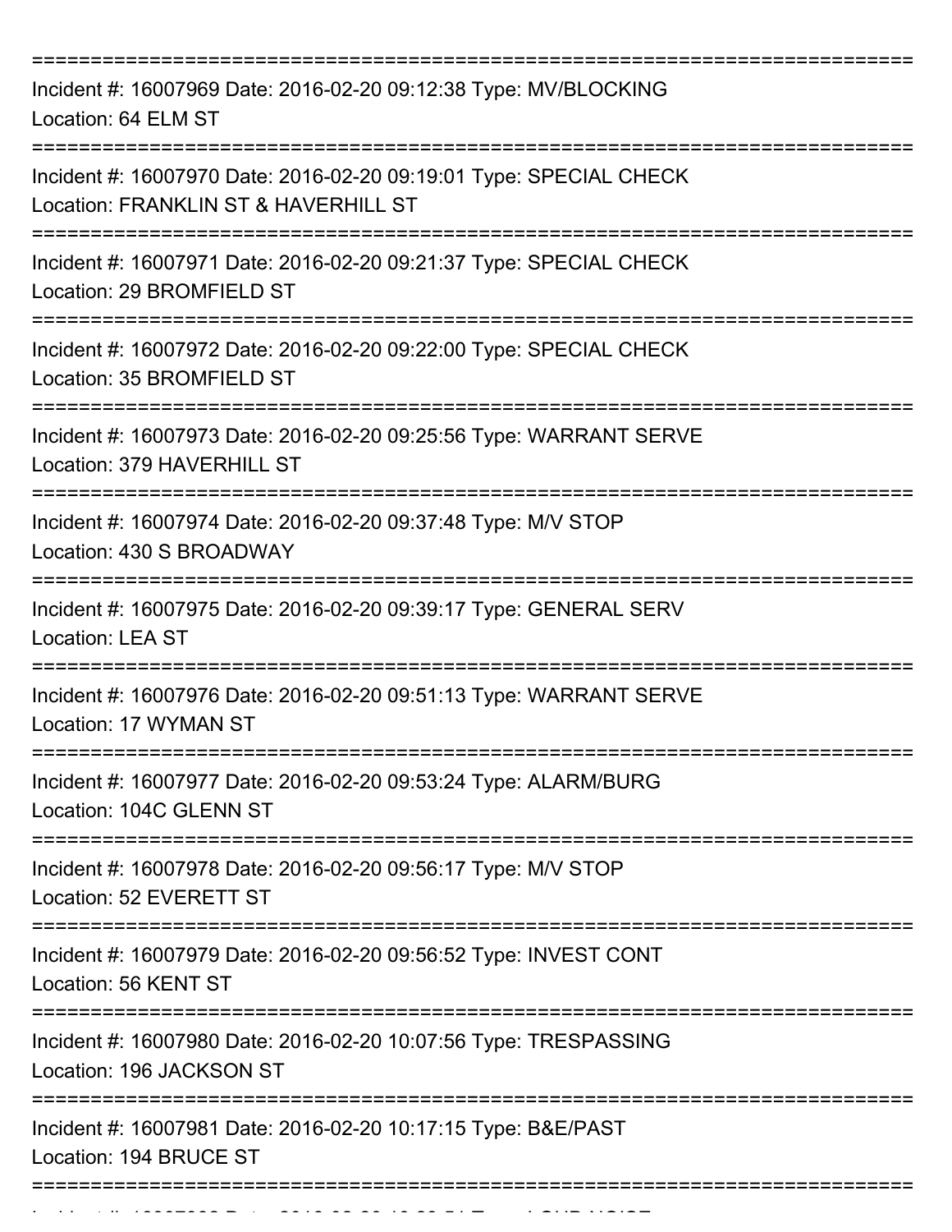Incident #: 16007969 Date: 2016-02-20 09:12:38 Type: MV/BLOCKING
Location: 64 ELM ST

Incident #: 16007970 Date: 2016-02-20 09:19:01 Type: SPECIAL CHECK
Location: FRANKLIN ST & HAVERHILL ST

Incident #: 16007971 Date: 2016-02-20 09:21:37 Type: SPECIAL CHECK
Location: 29 BROMFIELD ST

Incident #: 16007972 Date: 2016-02-20 09:22:00 Type: SPECIAL CHECK
Location: 35 BROMFIELD ST

Incident #: 16007973 Date: 2016-02-20 09:25:56 Type: WARRANT SERVE
Location: 379 HAVERHILL ST

Incident #: 16007974 Date: 2016-02-20 09:37:48 Type: M/V STOP
Location: 430 S BROADWAY

Incident #: 16007975 Date: 2016-02-20 09:39:17 Type: GENERAL SERV
Location: LEA ST

Incident #: 16007976 Date: 2016-02-20 09:51:13 Type: WARRANT SERVE
Location: 17 WYMAN ST

Incident #: 16007977 Date: 2016-02-20 09:53:24 Type: ALARM/BURG
Location: 104C GLENN ST

Incident #: 16007978 Date: 2016-02-20 09:56:17 Type: M/V STOP
Location: 52 EVERETT ST

Incident #: 16007979 Date: 2016-02-20 09:56:52 Type: INVEST CONT
Location: 56 KENT ST

Incident #: 16007980 Date: 2016-02-20 10:07:56 Type: TRESPASSING
Location: 196 JACKSON ST

Incident #: 16007981 Date: 2016-02-20 10:17:15 Type: B&E/PAST
Location: 194 BRUCE ST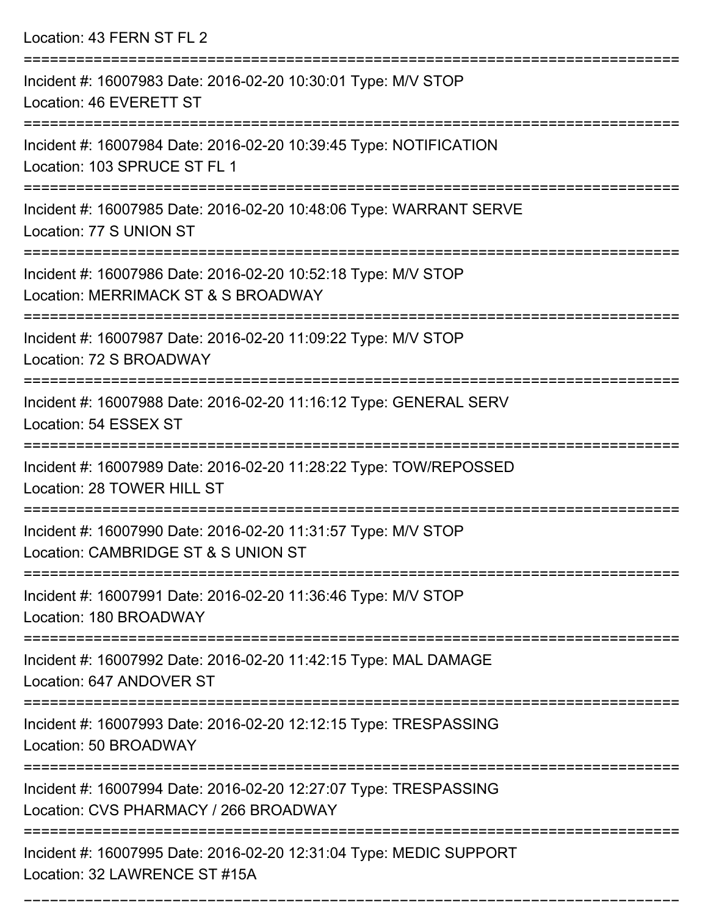Location: 43 FERN ST FL 2

===========================================================================

Incident #: 16007983 Date: 2016-02-20 10:30:01 Type: M/V STOP
Location: 46 EVERETT ST

===========================================================================

Incident #: 16007984 Date: 2016-02-20 10:39:45 Type: NOTIFICATION
Location: 103 SPRUCE ST FL 1

===========================================================================

Incident #: 16007985 Date: 2016-02-20 10:48:06 Type: WARRANT SERVE
Location: 77 S UNION ST

===========================================================================

Incident #: 16007986 Date: 2016-02-20 10:52:18 Type: M/V STOP
Location: MERRIMACK ST & S BROADWAY

===========================================================================

Incident #: 16007987 Date: 2016-02-20 11:09:22 Type: M/V STOP
Location: 72 S BROADWAY

===========================================================================

Incident #: 16007988 Date: 2016-02-20 11:16:12 Type: GENERAL SERV
Location: 54 ESSEX ST

===========================================================================

Incident #: 16007989 Date: 2016-02-20 11:28:22 Type: TOW/REPOSSED
Location: 28 TOWER HILL ST

===========================================================================

Incident #: 16007990 Date: 2016-02-20 11:31:57 Type: M/V STOP
Location: CAMBRIDGE ST & S UNION ST

===========================================================================

Incident #: 16007991 Date: 2016-02-20 11:36:46 Type: M/V STOP
Location: 180 BROADWAY

===========================================================================

Incident #: 16007992 Date: 2016-02-20 11:42:15 Type: MAL DAMAGE
Location: 647 ANDOVER ST

===========================================================================

Incident #: 16007993 Date: 2016-02-20 12:12:15 Type: TRESPASSING
Location: 50 BROADWAY

===========================================================================

Incident #: 16007994 Date: 2016-02-20 12:27:07 Type: TRESPASSING
Location: CVS PHARMACY / 266 BROADWAY

===========================================================================

Incident #: 16007995 Date: 2016-02-20 12:31:04 Type: MEDIC SUPPORT
Location: 32 LAWRENCE ST #15A

===========================================================================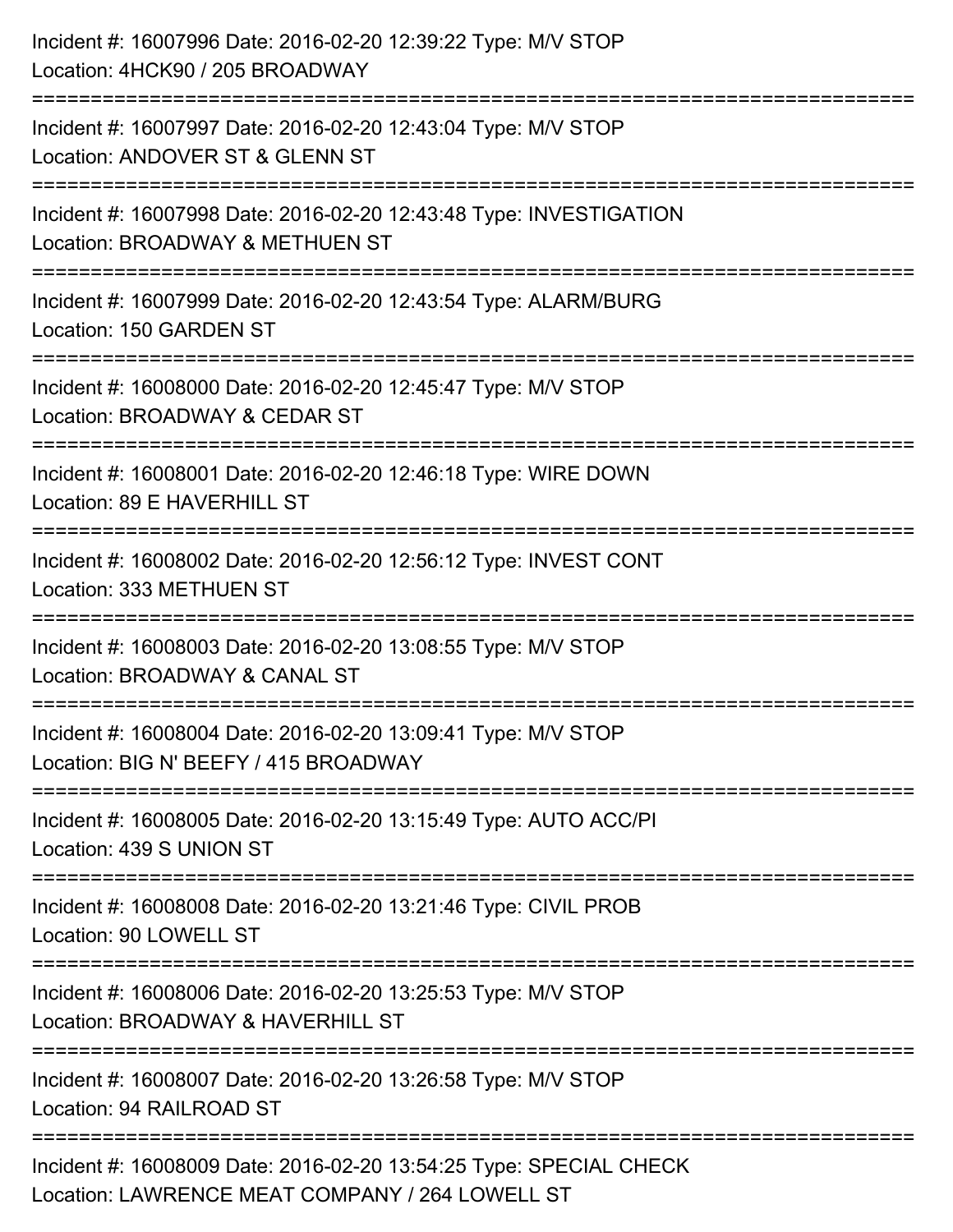Incident #: 16007996 Date: 2016-02-20 12:39:22 Type: M/V STOP
Location: 4HCK90 / 205 BROADWAY

===========================================================================

Incident #: 16007997 Date: 2016-02-20 12:43:04 Type: M/V STOP
Location: ANDOVER ST & GLENN ST

===========================================================================

Incident #: 16007998 Date: 2016-02-20 12:43:48 Type: INVESTIGATION
Location: BROADWAY & METHUEN ST

===========================================================================

Incident #: 16007999 Date: 2016-02-20 12:43:54 Type: ALARM/BURG
Location: 150 GARDEN ST

===========================================================================

Incident #: 16008000 Date: 2016-02-20 12:45:47 Type: M/V STOP
Location: BROADWAY & CEDAR ST

===========================================================================

Incident #: 16008001 Date: 2016-02-20 12:46:18 Type: WIRE DOWN
Location: 89 E HAVERHILL ST

===========================================================================

Incident #: 16008002 Date: 2016-02-20 12:56:12 Type: INVEST CONT
Location: 333 METHUEN ST

===========================================================================

Incident #: 16008003 Date: 2016-02-20 13:08:55 Type: M/V STOP
Location: BROADWAY & CANAL ST

===========================================================================

Incident #: 16008004 Date: 2016-02-20 13:09:41 Type: M/V STOP
Location: BIG N' BEEFY / 415 BROADWAY

===========================================================================

Incident #: 16008005 Date: 2016-02-20 13:15:49 Type: AUTO ACC/PI
Location: 439 S UNION ST

===========================================================================

Incident #: 16008008 Date: 2016-02-20 13:21:46 Type: CIVIL PROB
Location: 90 LOWELL ST

===========================================================================

Incident #: 16008006 Date: 2016-02-20 13:25:53 Type: M/V STOP
Location: BROADWAY & HAVERHILL ST

===========================================================================

Incident #: 16008007 Date: 2016-02-20 13:26:58 Type: M/V STOP
Location: 94 RAILROAD ST

===========================================================================

Incident #: 16008009 Date: 2016-02-20 13:54:25 Type: SPECIAL CHECK
Location: LAWRENCE MEAT COMPANY / 264 LOWELL ST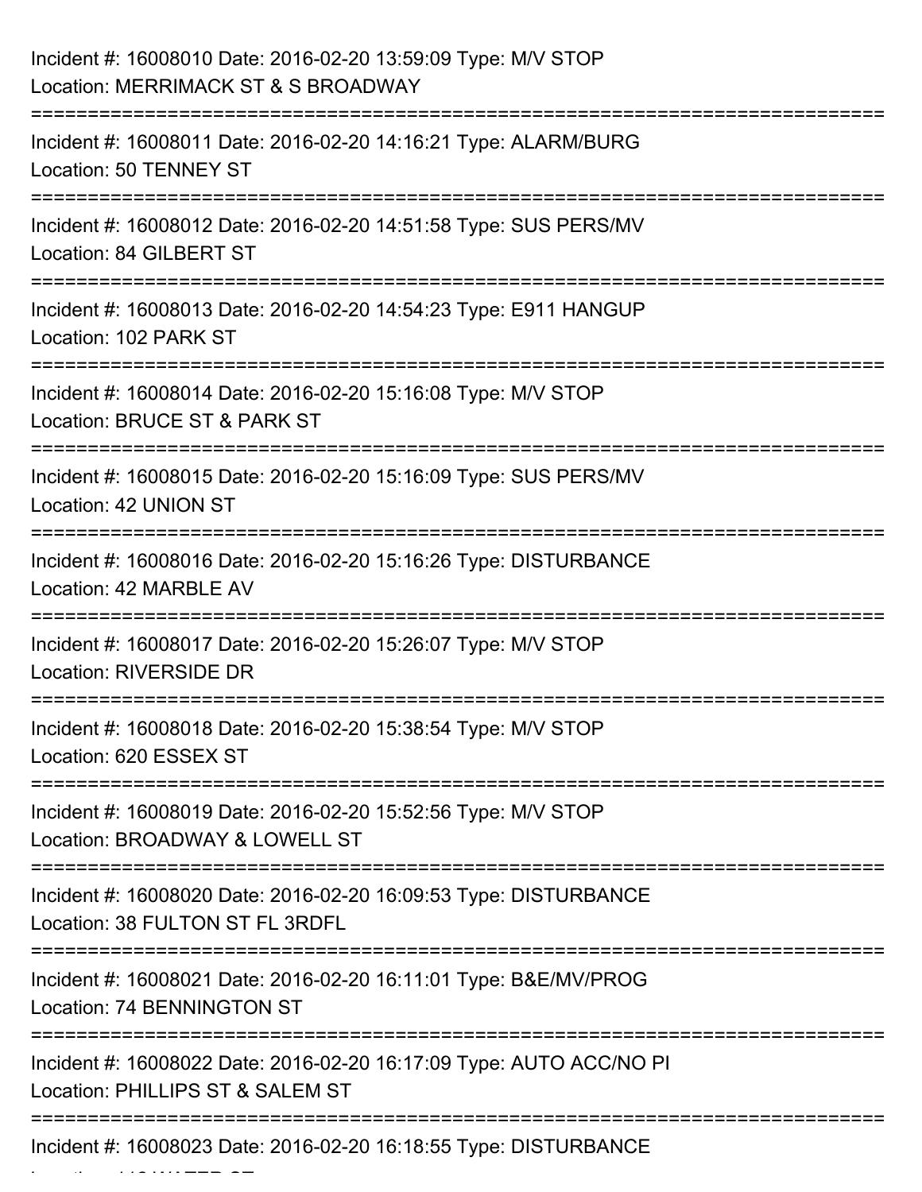Incident #: 16008010 Date: 2016-02-20 13:59:09 Type: M/V STOP
Location: MERRIMACK ST & S BROADWAY

===========================================================================

Incident #: 16008011 Date: 2016-02-20 14:16:21 Type: ALARM/BURG
Location: 50 TENNEY ST

===========================================================================

Incident #: 16008012 Date: 2016-02-20 14:51:58 Type: SUS PERS/MV
Location: 84 GILBERT ST

===========================================================================

Incident #: 16008013 Date: 2016-02-20 14:54:23 Type: E911 HANGUP
Location: 102 PARK ST

===========================================================================

Incident #: 16008014 Date: 2016-02-20 15:16:08 Type: M/V STOP
Location: BRUCE ST & PARK ST

===========================================================================

Incident #: 16008015 Date: 2016-02-20 15:16:09 Type: SUS PERS/MV
Location: 42 UNION ST

===========================================================================

Incident #: 16008016 Date: 2016-02-20 15:16:26 Type: DISTURBANCE
Location: 42 MARBLE AV

===========================================================================

Incident #: 16008017 Date: 2016-02-20 15:26:07 Type: M/V STOP
Location: RIVERSIDE DR

===========================================================================

Incident #: 16008018 Date: 2016-02-20 15:38:54 Type: M/V STOP
Location: 620 ESSEX ST

===========================================================================

Incident #: 16008019 Date: 2016-02-20 15:52:56 Type: M/V STOP
Location: BROADWAY & LOWELL ST

===========================================================================

Incident #: 16008020 Date: 2016-02-20 16:09:53 Type: DISTURBANCE
Location: 38 FULTON ST FL 3RDFL

===========================================================================

Incident #: 16008021 Date: 2016-02-20 16:11:01 Type: B&E/MV/PROG
Location: 74 BENNINGTON ST

===========================================================================

Incident #: 16008022 Date: 2016-02-20 16:17:09 Type: AUTO ACC/NO PI
Location: PHILLIPS ST & SALEM ST

===========================================================================

Incident #: 16008023 Date: 2016-02-20 16:18:55 Type: DISTURBANCE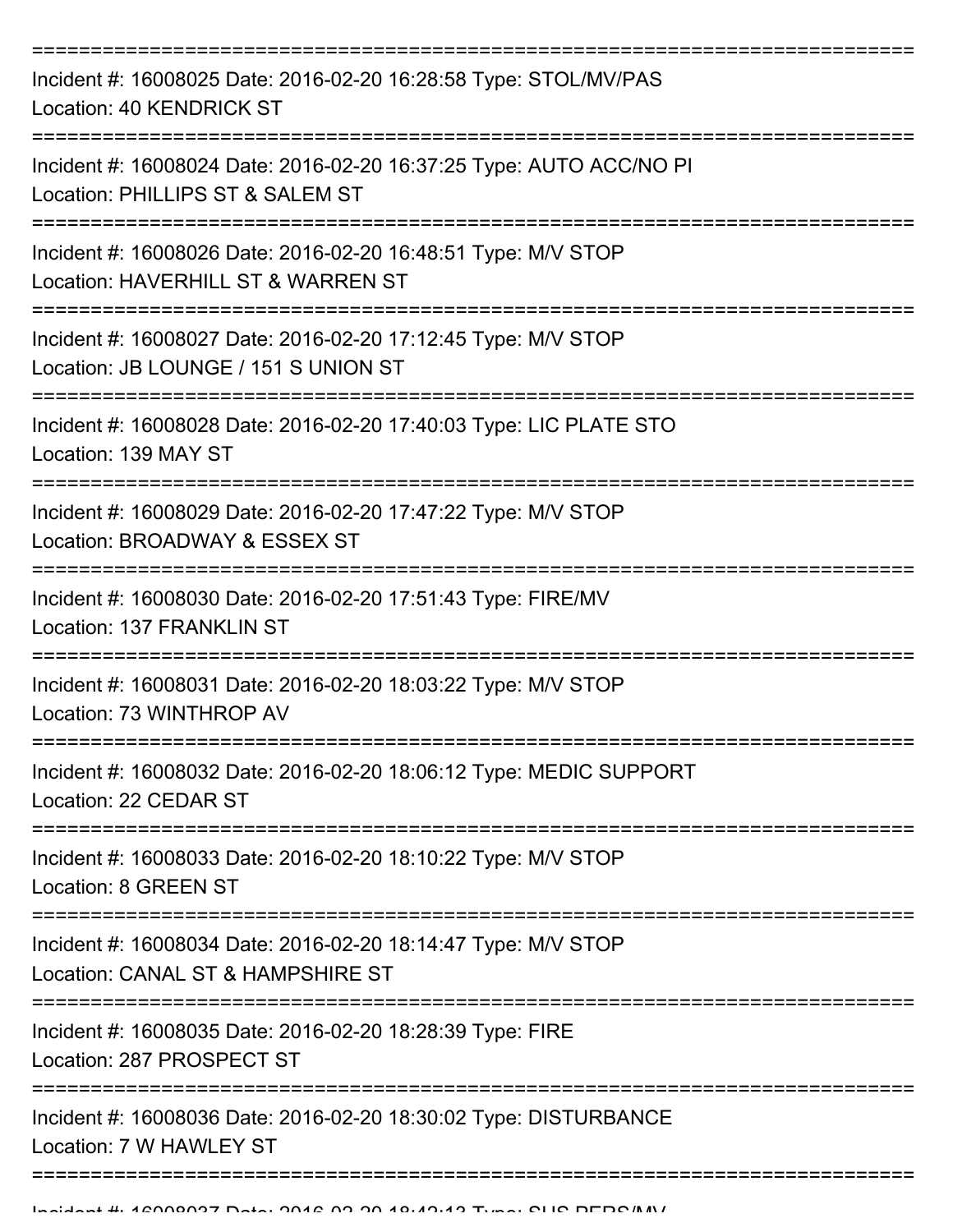===========================================================================

Incident #: 16008025 Date: 2016-02-20 16:28:58 Type: STOL/MV/PAS
Location: 40 KENDRICK ST

===========================================================================

Incident #: 16008024 Date: 2016-02-20 16:37:25 Type: AUTO ACC/NO PI
Location: PHILLIPS ST & SALEM ST

===========================================================================

Incident #: 16008026 Date: 2016-02-20 16:48:51 Type: M/V STOP
Location: HAVERHILL ST & WARREN ST

===========================================================================

Incident #: 16008027 Date: 2016-02-20 17:12:45 Type: M/V STOP
Location: JB LOUNGE / 151 S UNION ST

===========================================================================

Incident #: 16008028 Date: 2016-02-20 17:40:03 Type: LIC PLATE STO
Location: 139 MAY ST

===========================================================================

Incident #: 16008029 Date: 2016-02-20 17:47:22 Type: M/V STOP
Location: BROADWAY & ESSEX ST

===========================================================================

Incident #: 16008030 Date: 2016-02-20 17:51:43 Type: FIRE/MV
Location: 137 FRANKLIN ST

===========================================================================

Incident #: 16008031 Date: 2016-02-20 18:03:22 Type: M/V STOP
Location: 73 WINTHROP AV

===========================================================================

Incident #: 16008032 Date: 2016-02-20 18:06:12 Type: MEDIC SUPPORT
Location: 22 CEDAR ST

===========================================================================

Incident #: 16008033 Date: 2016-02-20 18:10:22 Type: M/V STOP
Location: 8 GREEN ST

===========================================================================

Incident #: 16008034 Date: 2016-02-20 18:14:47 Type: M/V STOP
Location: CANAL ST & HAMPSHIRE ST

===========================================================================

Incident #: 16008035 Date: 2016-02-20 18:28:39 Type: FIRE
Location: 287 PROSPECT ST

===========================================================================

Incident #: 16008036 Date: 2016-02-20 18:30:02 Type: DISTURBANCE
Location: 7 W HAWLEY ST

===========================================================================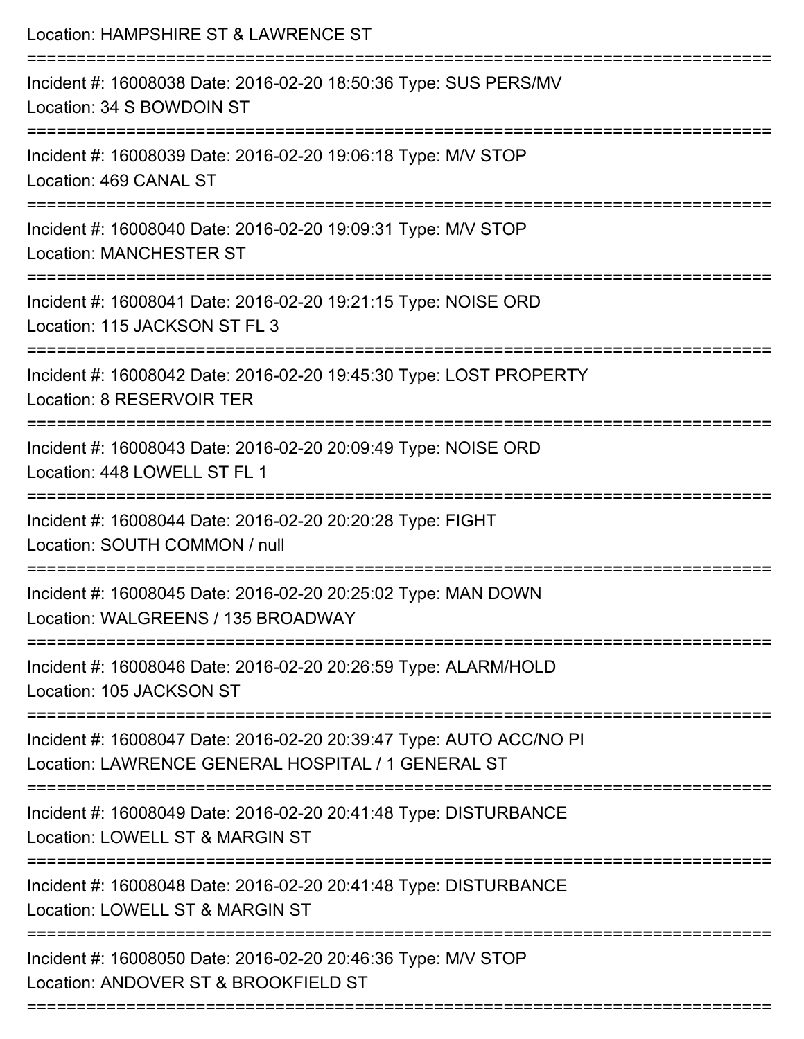Location: HAMPSHIRE ST & LAWRENCE ST

===========================================================================

Incident #: 16008038 Date: 2016-02-20 18:50:36 Type: SUS PERS/MV
Location: 34 S BOWDOIN ST

===========================================================================

Incident #: 16008039 Date: 2016-02-20 19:06:18 Type: M/V STOP
Location: 469 CANAL ST

===========================================================================

Incident #: 16008040 Date: 2016-02-20 19:09:31 Type: M/V STOP
Location: MANCHESTER ST

===========================================================================

Incident #: 16008041 Date: 2016-02-20 19:21:15 Type: NOISE ORD
Location: 115 JACKSON ST FL 3

===========================================================================

Incident #: 16008042 Date: 2016-02-20 19:45:30 Type: LOST PROPERTY
Location: 8 RESERVOIR TER

===========================================================================

Incident #: 16008043 Date: 2016-02-20 20:09:49 Type: NOISE ORD
Location: 448 LOWELL ST FL 1

===========================================================================

Incident #: 16008044 Date: 2016-02-20 20:20:28 Type: FIGHT
Location: SOUTH COMMON / null

===========================================================================

Incident #: 16008045 Date: 2016-02-20 20:25:02 Type: MAN DOWN
Location: WALGREENS / 135 BROADWAY

===========================================================================

Incident #: 16008046 Date: 2016-02-20 20:26:59 Type: ALARM/HOLD
Location: 105 JACKSON ST

===========================================================================

Incident #: 16008047 Date: 2016-02-20 20:39:47 Type: AUTO ACC/NO PI
Location: LAWRENCE GENERAL HOSPITAL / 1 GENERAL ST

===========================================================================

Incident #: 16008049 Date: 2016-02-20 20:41:48 Type: DISTURBANCE
Location: LOWELL ST & MARGIN ST

===========================================================================

Incident #: 16008048 Date: 2016-02-20 20:41:48 Type: DISTURBANCE
Location: LOWELL ST & MARGIN ST

===========================================================================

Incident #: 16008050 Date: 2016-02-20 20:46:36 Type: M/V STOP
Location: ANDOVER ST & BROOKFIELD ST

===========================================================================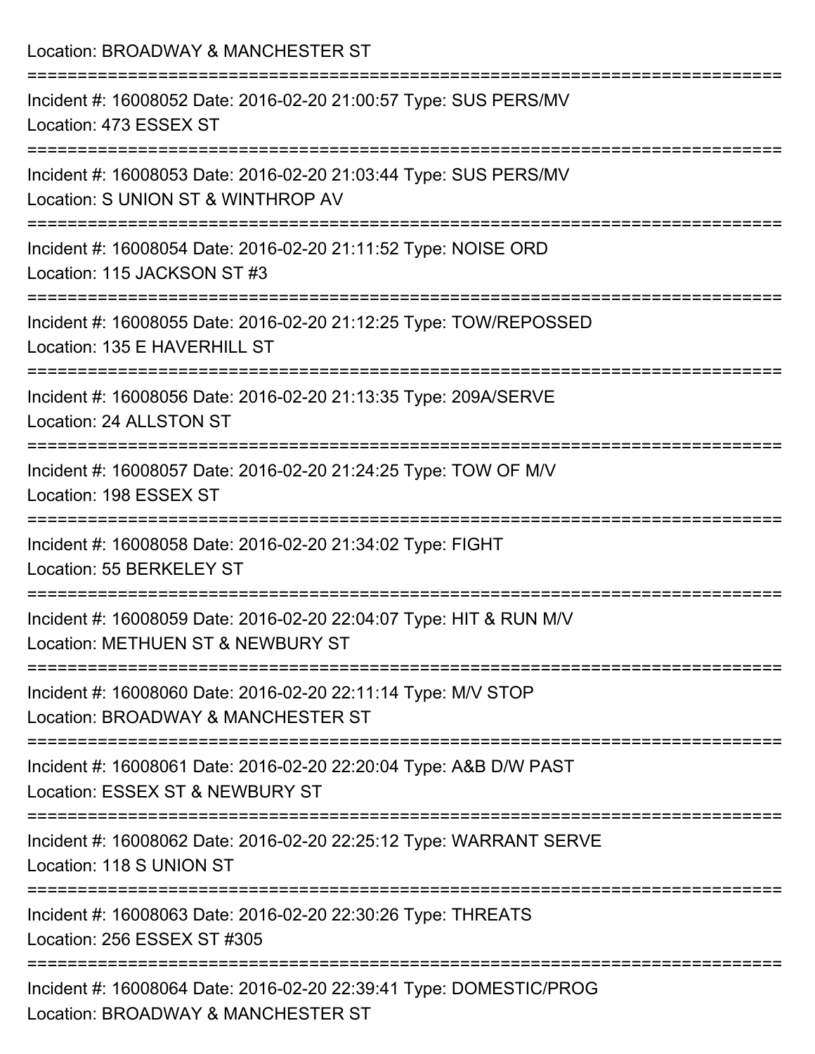Location: BROADWAY & MANCHESTER ST

===========================================================================

Incident #: 16008052 Date: 2016-02-20 21:00:57 Type: SUS PERS/MV
Location: 473 ESSEX ST

===========================================================================

Incident #: 16008053 Date: 2016-02-20 21:03:44 Type: SUS PERS/MV
Location: S UNION ST & WINTHROP AV

===========================================================================

Incident #: 16008054 Date: 2016-02-20 21:11:52 Type: NOISE ORD
Location: 115 JACKSON ST #3

===========================================================================

Incident #: 16008055 Date: 2016-02-20 21:12:25 Type: TOW/REPOSSED
Location: 135 E HAVERHILL ST

===========================================================================

Incident #: 16008056 Date: 2016-02-20 21:13:35 Type: 209A/SERVE
Location: 24 ALLSTON ST

===========================================================================

Incident #: 16008057 Date: 2016-02-20 21:24:25 Type: TOW OF M/V
Location: 198 ESSEX ST

===========================================================================

Incident #: 16008058 Date: 2016-02-20 21:34:02 Type: FIGHT
Location: 55 BERKELEY ST

===========================================================================

Incident #: 16008059 Date: 2016-02-20 22:04:07 Type: HIT & RUN M/V
Location: METHUEN ST & NEWBURY ST

===========================================================================

Incident #: 16008060 Date: 2016-02-20 22:11:14 Type: M/V STOP
Location: BROADWAY & MANCHESTER ST

===========================================================================

Incident #: 16008061 Date: 2016-02-20 22:20:04 Type: A&B D/W PAST
Location: ESSEX ST & NEWBURY ST

===========================================================================

Incident #: 16008062 Date: 2016-02-20 22:25:12 Type: WARRANT SERVE
Location: 118 S UNION ST

===========================================================================

Incident #: 16008063 Date: 2016-02-20 22:30:26 Type: THREATS
Location: 256 ESSEX ST #305

===========================================================================

Incident #: 16008064 Date: 2016-02-20 22:39:41 Type: DOMESTIC/PROG
Location: BROADWAY & MANCHESTER ST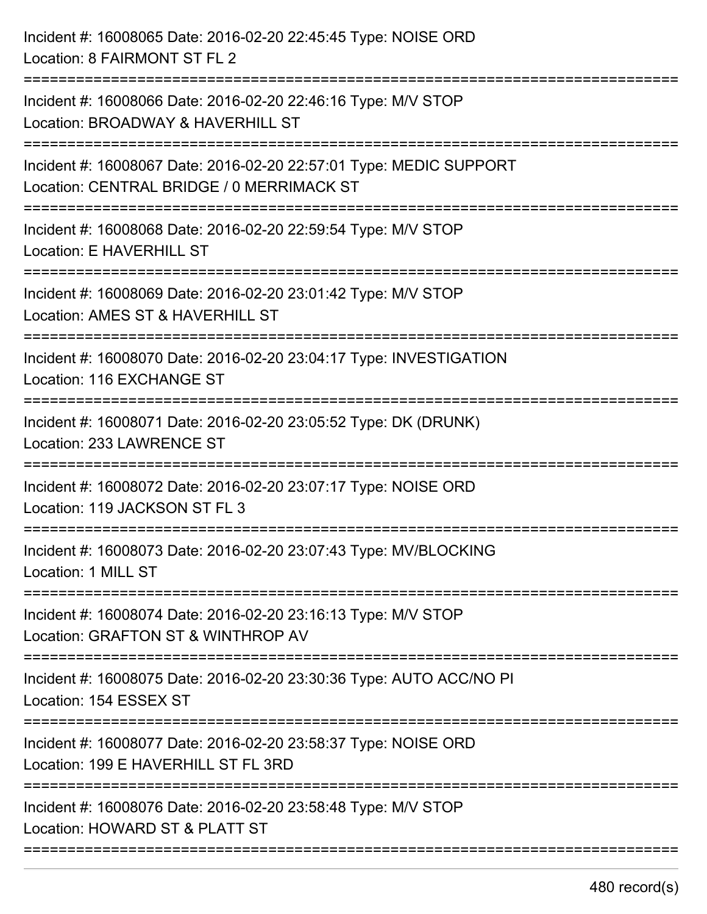Incident #: 16008065 Date: 2016-02-20 22:45:45 Type: NOISE ORD
Location: 8 FAIRMONT ST FL 2

===========================================================================

Incident #: 16008066 Date: 2016-02-20 22:46:16 Type: M/V STOP
Location: BROADWAY & HAVERHILL ST

===========================================================================

Incident #: 16008067 Date: 2016-02-20 22:57:01 Type: MEDIC SUPPORT
Location: CENTRAL BRIDGE / 0 MERRIMACK ST

===========================================================================

Incident #: 16008068 Date: 2016-02-20 22:59:54 Type: M/V STOP
Location: E HAVERHILL ST

===========================================================================

Incident #: 16008069 Date: 2016-02-20 23:01:42 Type: M/V STOP
Location: AMES ST & HAVERHILL ST

===========================================================================

Incident #: 16008070 Date: 2016-02-20 23:04:17 Type: INVESTIGATION
Location: 116 EXCHANGE ST

===========================================================================

Incident #: 16008071 Date: 2016-02-20 23:05:52 Type: DK (DRUNK)
Location: 233 LAWRENCE ST

===========================================================================

Incident #: 16008072 Date: 2016-02-20 23:07:17 Type: NOISE ORD
Location: 119 JACKSON ST FL 3

===========================================================================

Incident #: 16008073 Date: 2016-02-20 23:07:43 Type: MV/BLOCKING
Location: 1 MILL ST

===========================================================================

Incident #: 16008074 Date: 2016-02-20 23:16:13 Type: M/V STOP
Location: GRAFTON ST & WINTHROP AV

===========================================================================

Incident #: 16008075 Date: 2016-02-20 23:30:36 Type: AUTO ACC/NO PI
Location: 154 ESSEX ST

===========================================================================

Incident #: 16008077 Date: 2016-02-20 23:58:37 Type: NOISE ORD
Location: 199 E HAVERHILL ST FL 3RD

===========================================================================

Incident #: 16008076 Date: 2016-02-20 23:58:48 Type: M/V STOP
Location: HOWARD ST & PLATT ST

===========================================================================

480 record(s)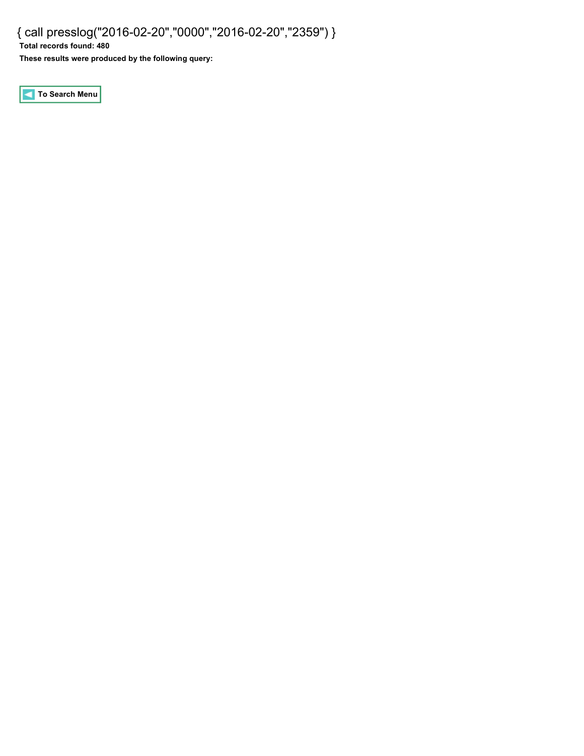{ call presslog("2016-02-20","0000","2016-02-20","2359") }

**Total records found: 480**

**These results were produced by the following query:**

**To Search Menu**